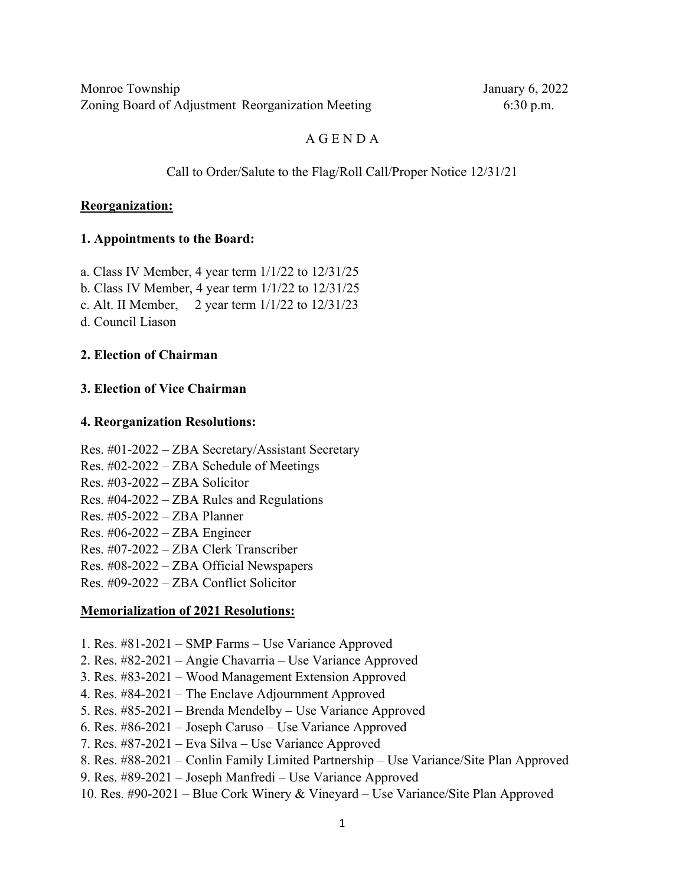Monroe Township  
Zoning Board of Adjustment Reorganization Meeting

January 6, 2022  
6:30 p.m.

# A G E N D A

Call to Order/Salute to the Flag/Roll Call/Proper Notice 12/31/21

## Reorganization:

### 1. Appointments to the Board:

a. Class IV Member, 4 year term 1/1/22 to 12/31/25  
b. Class IV Member, 4 year term 1/1/22 to 12/31/25  
c. Alt. II Member, 2 year term 1/1/22 to 12/31/23  
d. Council Liason

### 2. Election of Chairman

### 3. Election of Vice Chairman

### 4. Reorganization Resolutions:

Res. #01-2022 – ZBA Secretary/Assistant Secretary  
Res. #02-2022 – ZBA Schedule of Meetings  
Res. #03-2022 – ZBA Solicitor  
Res. #04-2022 – ZBA Rules and Regulations  
Res. #05-2022 – ZBA Planner  
Res. #06-2022 – ZBA Engineer  
Res. #07-2022 – ZBA Clerk Transcriber  
Res. #08-2022 – ZBA Official Newspapers  
Res. #09-2022 – ZBA Conflict Solicitor

## Memorialization of 2021 Resolutions:

1. Res. #81-2021 – SMP Farms – Use Variance Approved
2. Res. #82-2021 – Angie Chavarria – Use Variance Approved
3. Res. #83-2021 – Wood Management Extension Approved
4. Res. #84-2021 – The Enclave Adjournment Approved
5. Res. #85-2021 – Brenda Mendelby – Use Variance Approved
6. Res. #86-2021 – Joseph Caruso – Use Variance Approved
7. Res. #87-2021 – Eva Silva – Use Variance Approved
8. Res. #88-2021 – Conlin Family Limited Partnership – Use Variance/Site Plan Approved
9. Res. #89-2021 – Joseph Manfredi – Use Variance Approved
10. Res. #90-2021 – Blue Cork Winery & Vineyard – Use Variance/Site Plan Approved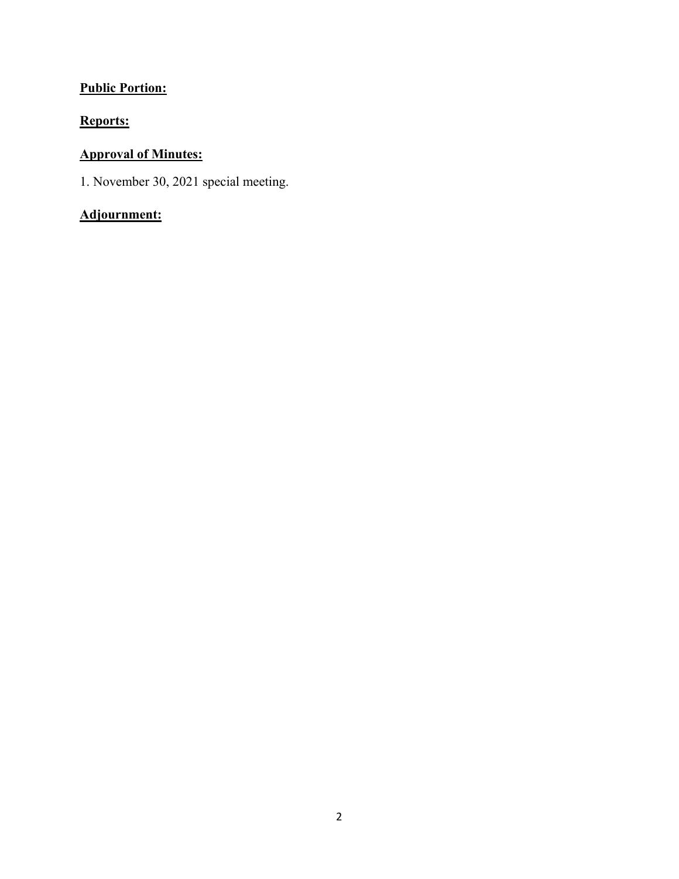**Public Portion:**

**Reports:**

**Approval of Minutes:**

1. November 30, 2021 special meeting.

**Adjournment:**